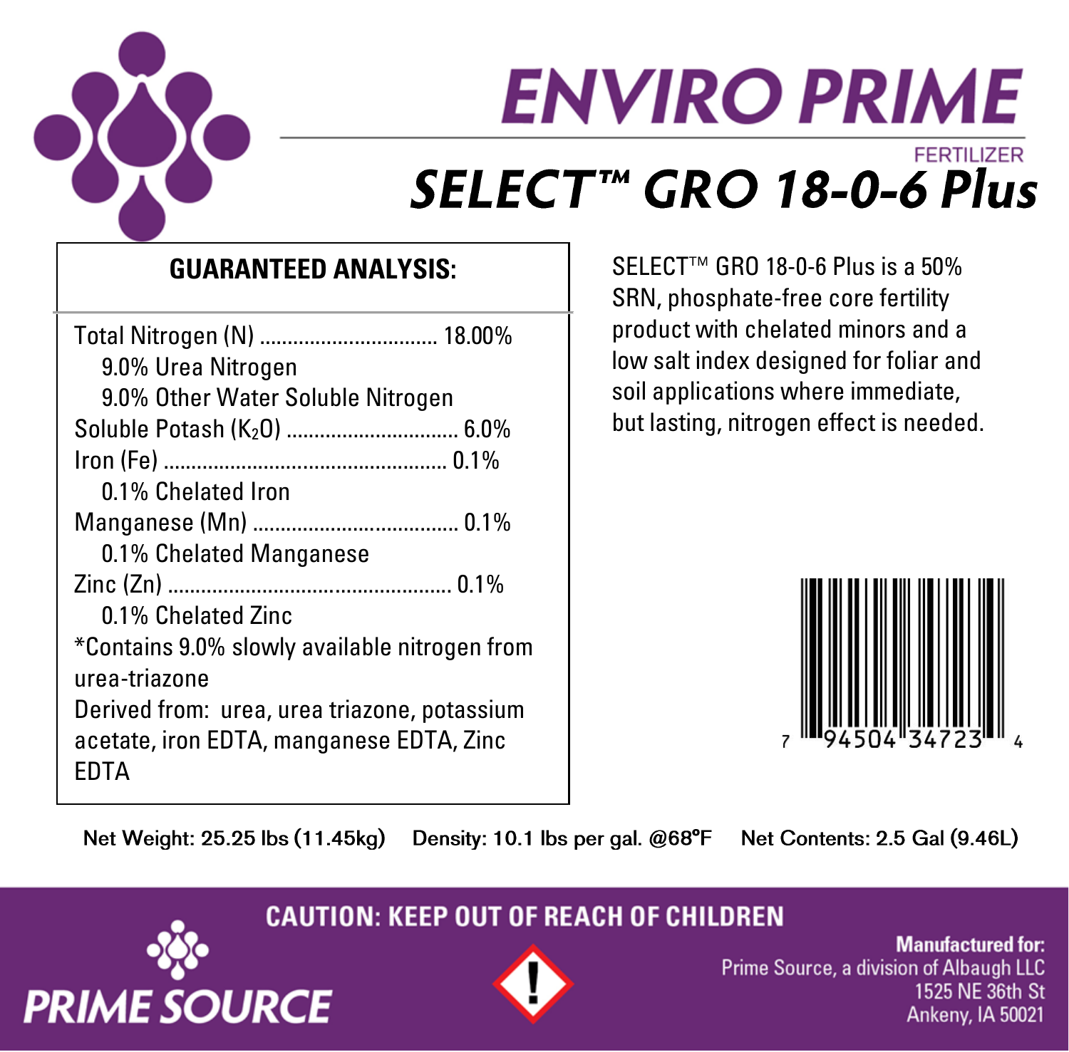# ENVIRO PRIME

FERTILIZER

## SELECT™ GRO 18-0-6 Plus

### GUARANTEED ANALYSIS:

Total Nitrogen (N) ................................ 18.00%
- 9.0% Urea Nitrogen
- 9.0% Other Water Soluble Nitrogen

Soluble Potash ($K_2O$) ............................... 6.0%

Iron (Fe) .................................................. 0.1%
- 0.1% Chelated Iron

Manganese (Mn) .................................... 0.1%
- 0.1% Chelated Manganese

Zinc (Zn) .................................................. 0.1%
- 0.1% Chelated Zinc

*Contains 9.0% slowly available nitrogen from urea-triazone

Derived from: urea, urea triazone, potassium acetate, iron EDTA, manganese EDTA, Zinc EDTA

SELECT™ GRO 18-0-6 Plus is a 50% SRN, phosphate-free core fertility product with chelated minors and a low salt index designed for foliar and soil applications where immediate, but lasting, nitrogen effect is needed.

7 94504 34723 4

Net Weight: 25.25 lbs (11.45kg) Density: 10.1 lbs per gal. @68°F Net Contents: 2.5 Gal (9.46L)

**CAUTION: KEEP OUT OF REACH OF CHILDREN**

PRIME SOURCE

**Manufactured for:**
Prime Source, a division of Albaugh LLC
1525 NE 36th St
Ankeny, IA 50021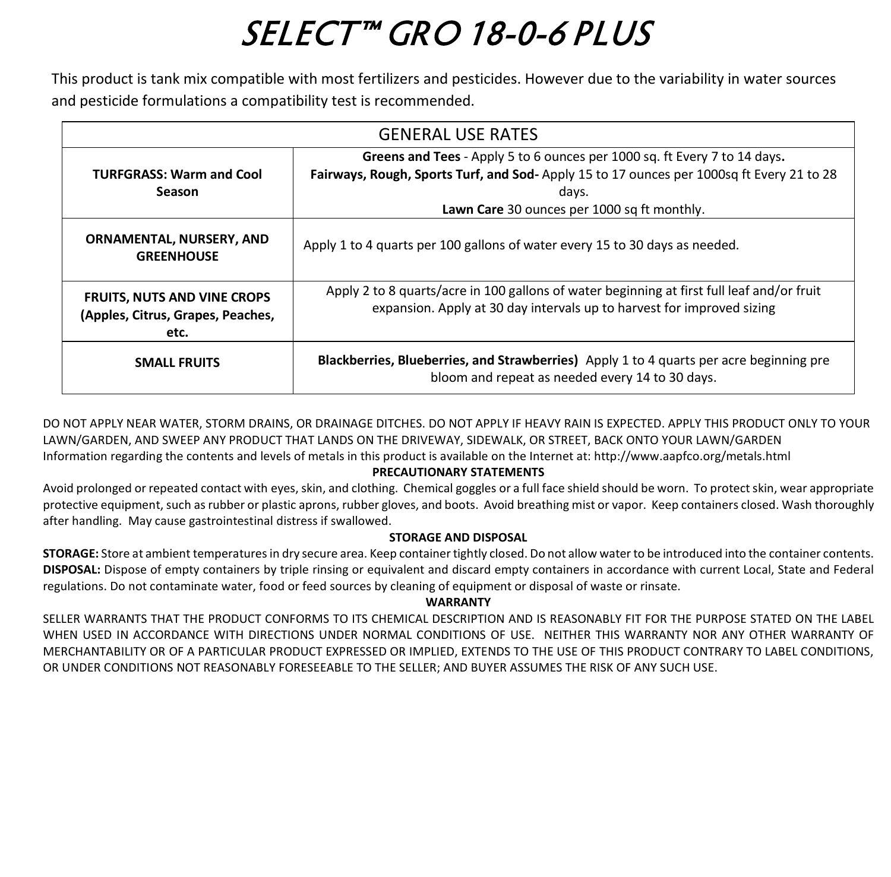# SELECT™ GRO 18-0-6 PLUS

This product is tank mix compatible with most fertilizers and pesticides. However due to the variability in water sources and pesticide formulations a compatibility test is recommended.

| GENERAL USE RATES | |
|---|---|
| **TURFGRASS: Warm and Cool Season** | **Greens and Tees** - Apply 5 to 6 ounces per 1000 sq. ft Every 7 to 14 days. **Fairways, Rough, Sports Turf, and Sod-** Apply 15 to 17 ounces per 1000sq ft Every 21 to 28 days. **Lawn Care** 30 ounces per 1000 sq ft monthly. |
| **ORNAMENTAL, NURSERY, AND GREENHOUSE** | Apply 1 to 4 quarts per 100 gallons of water every 15 to 30 days as needed. |
| **FRUITS, NUTS AND VINE CROPS (Apples, Citrus, Grapes, Peaches, etc.** | Apply 2 to 8 quarts/acre in 100 gallons of water beginning at first full leaf and/or fruit expansion. Apply at 30 day intervals up to harvest for improved sizing |
| **SMALL FRUITS** | **Blackberries, Blueberries, and Strawberries)** Apply 1 to 4 quarts per acre beginning pre bloom and repeat as needed every 14 to 30 days. |

DO NOT APPLY NEAR WATER, STORM DRAINS, OR DRAINAGE DITCHES. DO NOT APPLY IF HEAVY RAIN IS EXPECTED. APPLY THIS PRODUCT ONLY TO YOUR LAWN/GARDEN, AND SWEEP ANY PRODUCT THAT LANDS ON THE DRIVEWAY, SIDEWALK, OR STREET, BACK ONTO YOUR LAWN/GARDEN

Information regarding the contents and levels of metals in this product is available on the Internet at: http://www.aapfco.org/metals.html

**PRECAUTIONARY STATEMENTS**

Avoid prolonged or repeated contact with eyes, skin, and clothing. Chemical goggles or a full face shield should be worn. To protect skin, wear appropriate protective equipment, such as rubber or plastic aprons, rubber gloves, and boots. Avoid breathing mist or vapor. Keep containers closed. Wash thoroughly after handling. May cause gastrointestinal distress if swallowed.

**STORAGE AND DISPOSAL**

**STORAGE:** Store at ambient temperatures in dry secure area. Keep container tightly closed. Do not allow water to be introduced into the container contents.

**DISPOSAL:** Dispose of empty containers by triple rinsing or equivalent and discard empty containers in accordance with current Local, State and Federal regulations. Do not contaminate water, food or feed sources by cleaning of equipment or disposal of waste or rinsate.

**WARRANTY**

SELLER WARRANTS THAT THE PRODUCT CONFORMS TO ITS CHEMICAL DESCRIPTION AND IS REASONABLY FIT FOR THE PURPOSE STATED ON THE LABEL WHEN USED IN ACCORDANCE WITH DIRECTIONS UNDER NORMAL CONDITIONS OF USE. NEITHER THIS WARRANTY NOR ANY OTHER WARRANTY OF MERCHANTABILITY OR OF A PARTICULAR PRODUCT EXPRESSED OR IMPLIED, EXTENDS TO THE USE OF THIS PRODUCT CONTRARY TO LABEL CONDITIONS, OR UNDER CONDITIONS NOT REASONABLY FORESEEABLE TO THE SELLER; AND BUYER ASSUMES THE RISK OF ANY SUCH USE.